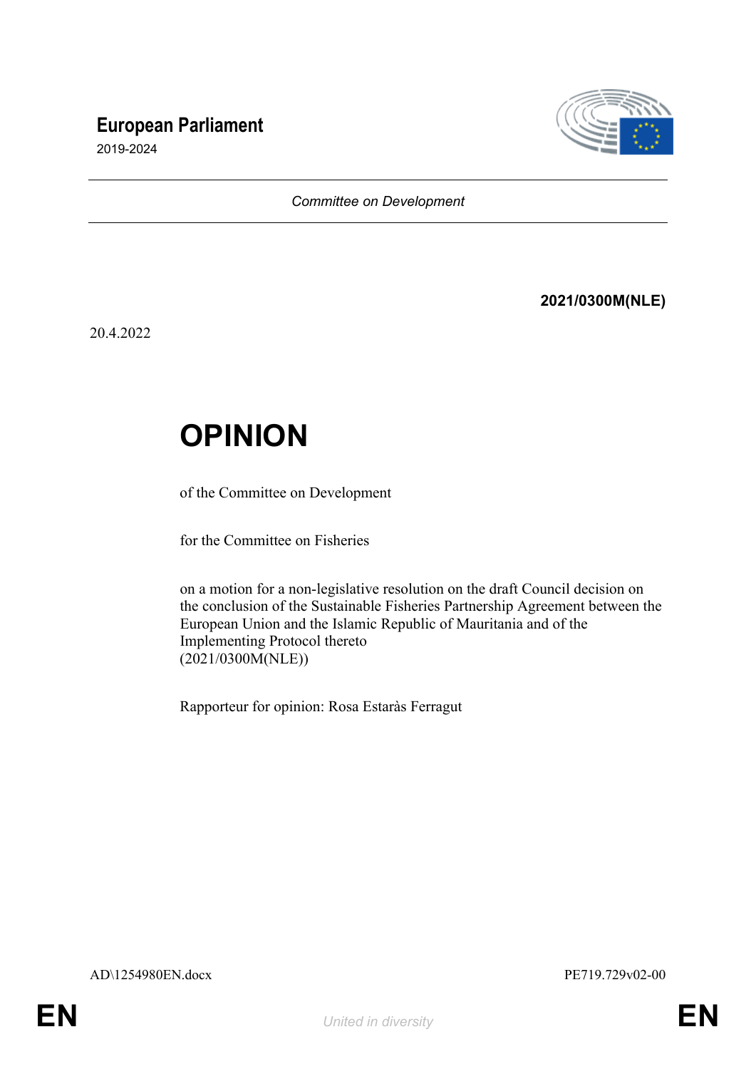**European Parliament**

2019-2024

*Committee on Development*

**2021/0300M(NLE)**

20.4.2022

# OPINION

of the Committee on Development

for the Committee on Fisheries

on a motion for a non-legislative resolution on the draft Council decision on the conclusion of the Sustainable Fisheries Partnership Agreement between the European Union and the Islamic Republic of Mauritania and of the Implementing Protocol thereto
(2021/0300M(NLE))

Rapporteur for opinion: Rosa Estaràs Ferragut

AD\1254980EN.docx PE719.729v02-00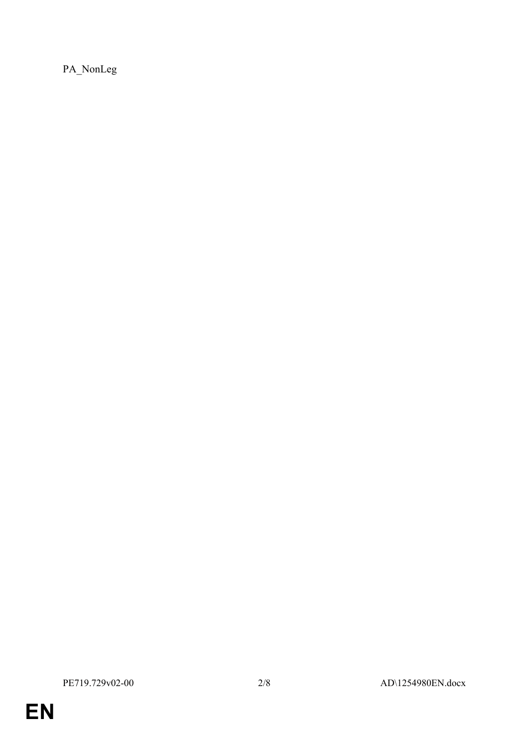PA_NonLeg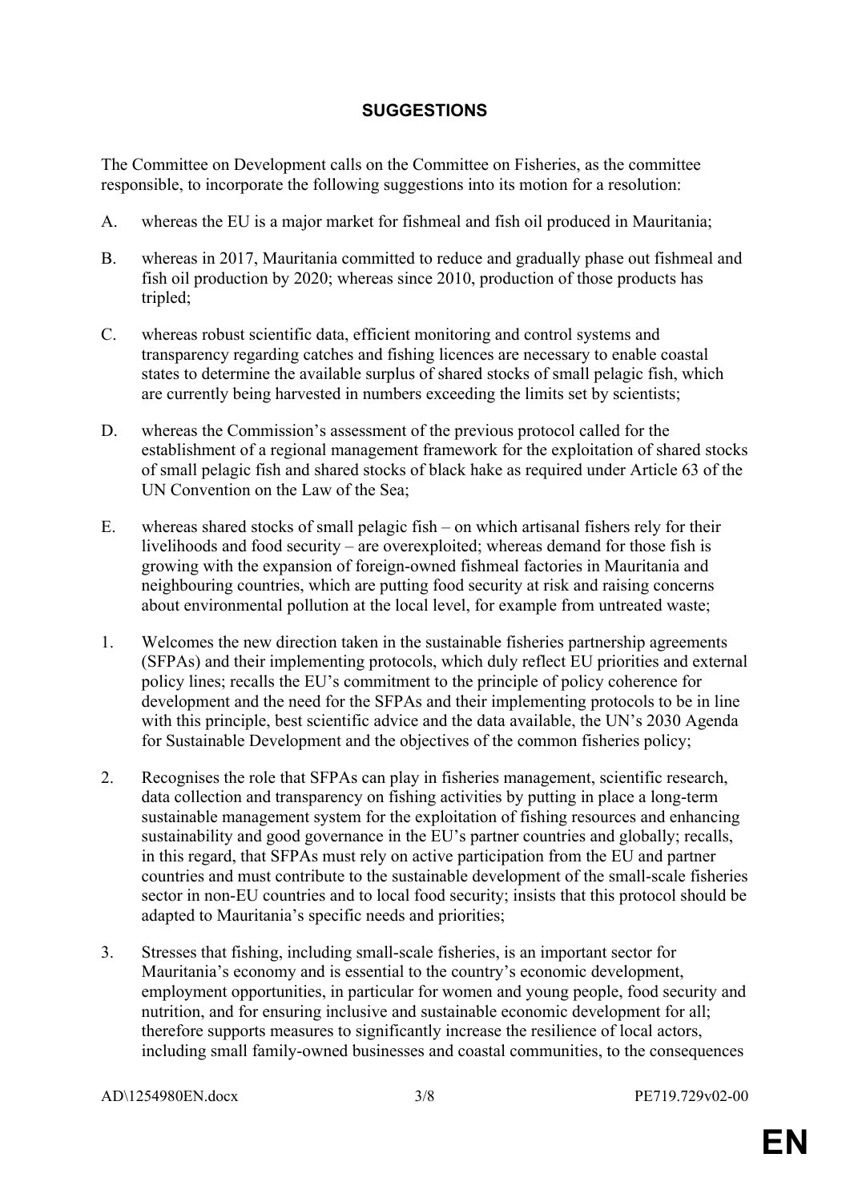## SUGGESTIONS

The Committee on Development calls on the Committee on Fisheries, as the committee responsible, to incorporate the following suggestions into its motion for a resolution:

A. whereas the EU is a major market for fishmeal and fish oil produced in Mauritania;

B. whereas in 2017, Mauritania committed to reduce and gradually phase out fishmeal and fish oil production by 2020; whereas since 2010, production of those products has tripled;

C. whereas robust scientific data, efficient monitoring and control systems and transparency regarding catches and fishing licences are necessary to enable coastal states to determine the available surplus of shared stocks of small pelagic fish, which are currently being harvested in numbers exceeding the limits set by scientists;

D. whereas the Commission's assessment of the previous protocol called for the establishment of a regional management framework for the exploitation of shared stocks of small pelagic fish and shared stocks of black hake as required under Article 63 of the UN Convention on the Law of the Sea;

E. whereas shared stocks of small pelagic fish – on which artisanal fishers rely for their livelihoods and food security – are overexploited; whereas demand for those fish is growing with the expansion of foreign-owned fishmeal factories in Mauritania and neighbouring countries, which are putting food security at risk and raising concerns about environmental pollution at the local level, for example from untreated waste;

1. Welcomes the new direction taken in the sustainable fisheries partnership agreements (SFPAs) and their implementing protocols, which duly reflect EU priorities and external policy lines; recalls the EU's commitment to the principle of policy coherence for development and the need for the SFPAs and their implementing protocols to be in line with this principle, best scientific advice and the data available, the UN's 2030 Agenda for Sustainable Development and the objectives of the common fisheries policy;

2. Recognises the role that SFPAs can play in fisheries management, scientific research, data collection and transparency on fishing activities by putting in place a long-term sustainable management system for the exploitation of fishing resources and enhancing sustainability and good governance in the EU's partner countries and globally; recalls, in this regard, that SFPAs must rely on active participation from the EU and partner countries and must contribute to the sustainable development of the small-scale fisheries sector in non-EU countries and to local food security; insists that this protocol should be adapted to Mauritania's specific needs and priorities;

3. Stresses that fishing, including small-scale fisheries, is an important sector for Mauritania's economy and is essential to the country's economic development, employment opportunities, in particular for women and young people, food security and nutrition, and for ensuring inclusive and sustainable economic development for all; therefore supports measures to significantly increase the resilience of local actors, including small family-owned businesses and coastal communities, to the consequences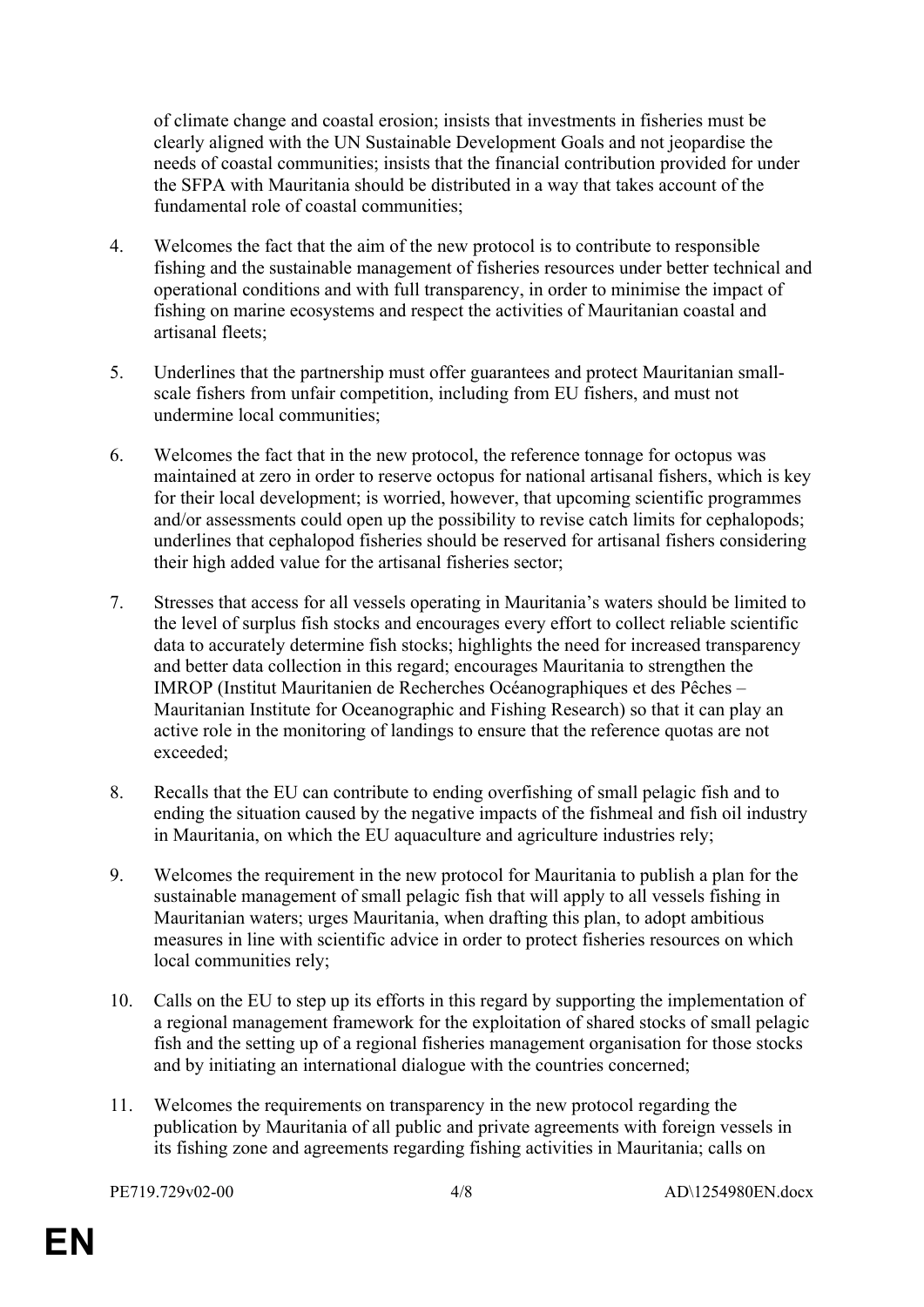of climate change and coastal erosion; insists that investments in fisheries must be clearly aligned with the UN Sustainable Development Goals and not jeopardise the needs of coastal communities; insists that the financial contribution provided for under the SFPA with Mauritania should be distributed in a way that takes account of the fundamental role of coastal communities;

4. Welcomes the fact that the aim of the new protocol is to contribute to responsible fishing and the sustainable management of fisheries resources under better technical and operational conditions and with full transparency, in order to minimise the impact of fishing on marine ecosystems and respect the activities of Mauritanian coastal and artisanal fleets;

5. Underlines that the partnership must offer guarantees and protect Mauritanian small-scale fishers from unfair competition, including from EU fishers, and must not undermine local communities;

6. Welcomes the fact that in the new protocol, the reference tonnage for octopus was maintained at zero in order to reserve octopus for national artisanal fishers, which is key for their local development; is worried, however, that upcoming scientific programmes and/or assessments could open up the possibility to revise catch limits for cephalopods; underlines that cephalopod fisheries should be reserved for artisanal fishers considering their high added value for the artisanal fisheries sector;

7. Stresses that access for all vessels operating in Mauritania's waters should be limited to the level of surplus fish stocks and encourages every effort to collect reliable scientific data to accurately determine fish stocks; highlights the need for increased transparency and better data collection in this regard; encourages Mauritania to strengthen the IMROP (Institut Mauritanien de Recherches Océanographiques et des Pêches – Mauritanian Institute for Oceanographic and Fishing Research) so that it can play an active role in the monitoring of landings to ensure that the reference quotas are not exceeded;

8. Recalls that the EU can contribute to ending overfishing of small pelagic fish and to ending the situation caused by the negative impacts of the fishmeal and fish oil industry in Mauritania, on which the EU aquaculture and agriculture industries rely;

9. Welcomes the requirement in the new protocol for Mauritania to publish a plan for the sustainable management of small pelagic fish that will apply to all vessels fishing in Mauritanian waters; urges Mauritania, when drafting this plan, to adopt ambitious measures in line with scientific advice in order to protect fisheries resources on which local communities rely;

10. Calls on the EU to step up its efforts in this regard by supporting the implementation of a regional management framework for the exploitation of shared stocks of small pelagic fish and the setting up of a regional fisheries management organisation for those stocks and by initiating an international dialogue with the countries concerned;

11. Welcomes the requirements on transparency in the new protocol regarding the publication by Mauritania of all public and private agreements with foreign vessels in its fishing zone and agreements regarding fishing activities in Mauritania; calls on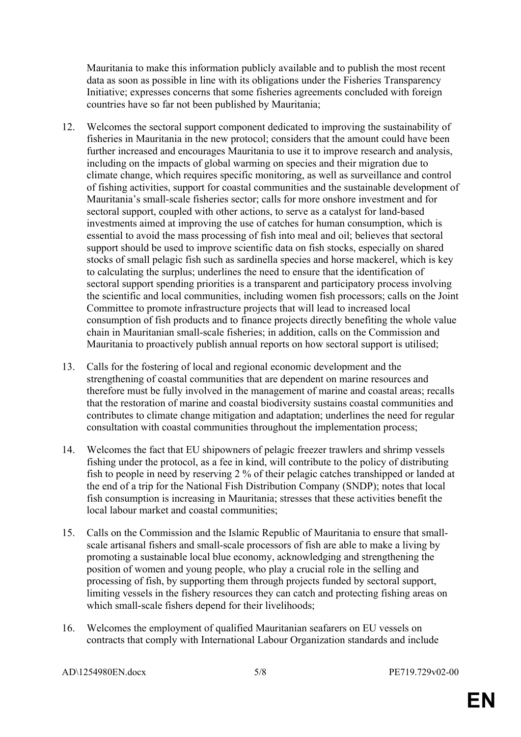Mauritania to make this information publicly available and to publish the most recent data as soon as possible in line with its obligations under the Fisheries Transparency Initiative; expresses concerns that some fisheries agreements concluded with foreign countries have so far not been published by Mauritania;

12. Welcomes the sectoral support component dedicated to improving the sustainability of fisheries in Mauritania in the new protocol; considers that the amount could have been further increased and encourages Mauritania to use it to improve research and analysis, including on the impacts of global warming on species and their migration due to climate change, which requires specific monitoring, as well as surveillance and control of fishing activities, support for coastal communities and the sustainable development of Mauritania's small-scale fisheries sector; calls for more onshore investment and for sectoral support, coupled with other actions, to serve as a catalyst for land-based investments aimed at improving the use of catches for human consumption, which is essential to avoid the mass processing of fish into meal and oil; believes that sectoral support should be used to improve scientific data on fish stocks, especially on shared stocks of small pelagic fish such as sardinella species and horse mackerel, which is key to calculating the surplus; underlines the need to ensure that the identification of sectoral support spending priorities is a transparent and participatory process involving the scientific and local communities, including women fish processors; calls on the Joint Committee to promote infrastructure projects that will lead to increased local consumption of fish products and to finance projects directly benefiting the whole value chain in Mauritanian small-scale fisheries; in addition, calls on the Commission and Mauritania to proactively publish annual reports on how sectoral support is utilised;

13. Calls for the fostering of local and regional economic development and the strengthening of coastal communities that are dependent on marine resources and therefore must be fully involved in the management of marine and coastal areas; recalls that the restoration of marine and coastal biodiversity sustains coastal communities and contributes to climate change mitigation and adaptation; underlines the need for regular consultation with coastal communities throughout the implementation process;

14. Welcomes the fact that EU shipowners of pelagic freezer trawlers and shrimp vessels fishing under the protocol, as a fee in kind, will contribute to the policy of distributing fish to people in need by reserving 2 % of their pelagic catches transhipped or landed at the end of a trip for the National Fish Distribution Company (SNDP); notes that local fish consumption is increasing in Mauritania; stresses that these activities benefit the local labour market and coastal communities;

15. Calls on the Commission and the Islamic Republic of Mauritania to ensure that small-scale artisanal fishers and small-scale processors of fish are able to make a living by promoting a sustainable local blue economy, acknowledging and strengthening the position of women and young people, who play a crucial role in the selling and processing of fish, by supporting them through projects funded by sectoral support, limiting vessels in the fishery resources they can catch and protecting fishing areas on which small-scale fishers depend for their livelihoods;

16. Welcomes the employment of qualified Mauritanian seafarers on EU vessels on contracts that comply with International Labour Organization standards and include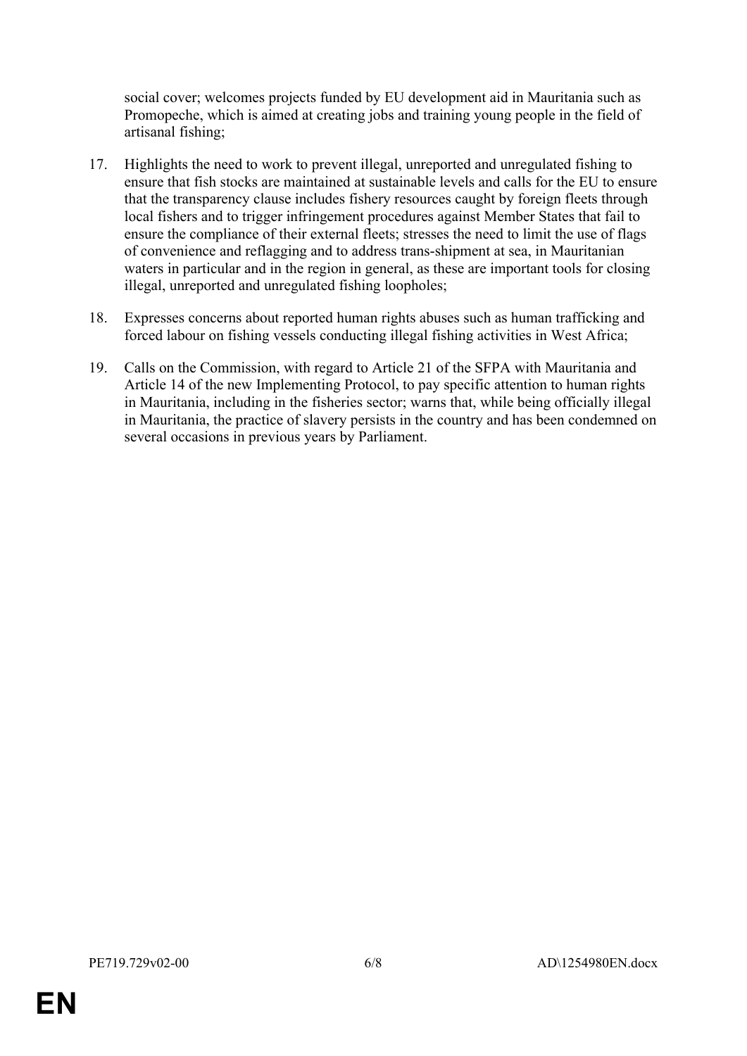social cover; welcomes projects funded by EU development aid in Mauritania such as Promopeche, which is aimed at creating jobs and training young people in the field of artisanal fishing;

17. Highlights the need to work to prevent illegal, unreported and unregulated fishing to ensure that fish stocks are maintained at sustainable levels and calls for the EU to ensure that the transparency clause includes fishery resources caught by foreign fleets through local fishers and to trigger infringement procedures against Member States that fail to ensure the compliance of their external fleets; stresses the need to limit the use of flags of convenience and reflagging and to address trans-shipment at sea, in Mauritanian waters in particular and in the region in general, as these are important tools for closing illegal, unreported and unregulated fishing loopholes;

18. Expresses concerns about reported human rights abuses such as human trafficking and forced labour on fishing vessels conducting illegal fishing activities in West Africa;

19. Calls on the Commission, with regard to Article 21 of the SFPA with Mauritania and Article 14 of the new Implementing Protocol, to pay specific attention to human rights in Mauritania, including in the fisheries sector; warns that, while being officially illegal in Mauritania, the practice of slavery persists in the country and has been condemned on several occasions in previous years by Parliament.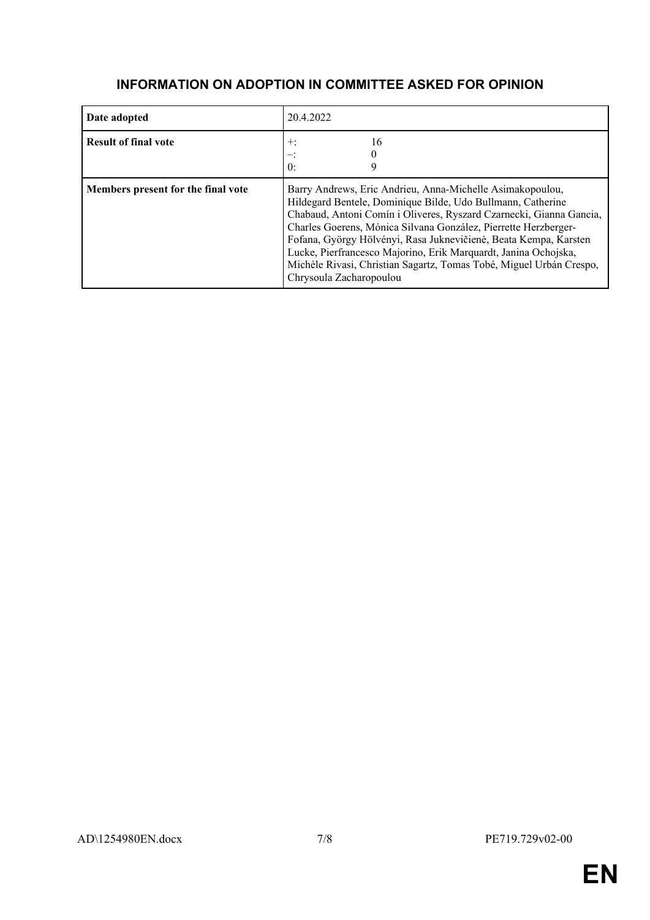## INFORMATION ON ADOPTION IN COMMITTEE ASKED FOR OPINION

| | |
|---|---|
| **Date adopted** | 20.4.2022 |
| **Result of final vote** | +: 16<br>–: 0<br>0: 9 |
| **Members present for the final vote** | Barry Andrews, Eric Andrieu, Anna-Michelle Asimakopoulou, Hildegard Bentele, Dominique Bilde, Udo Bullmann, Catherine Chabaud, Antoni Comín i Oliveres, Ryszard Czarnecki, Gianna Gancia, Charles Goerens, Mónica Silvana González, Pierrette Herzberger-Fofana, György Hölvényi, Rasa Juknevičienė, Beata Kempa, Karsten Lucke, Pierfrancesco Majorino, Erik Marquardt, Janina Ochojska, Michèle Rivasi, Christian Sagartz, Tomas Tobé, Miguel Urbán Crespo, Chrysoula Zacharopoulou |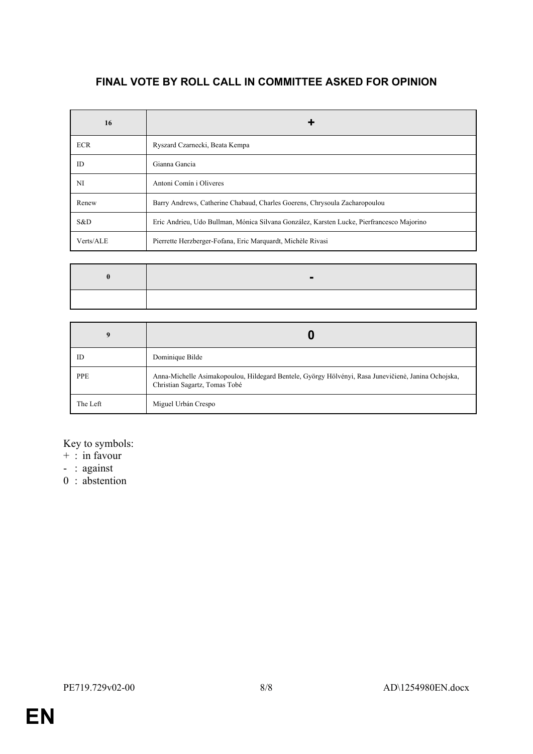## FINAL VOTE BY ROLL CALL IN COMMITTEE ASKED FOR OPINION

| 16 | + |
|---|---|
| ECR | Ryszard Czarnecki, Beata Kempa |
| ID | Gianna Gancia |
| NI | Antoni Comín i Oliveres |
| Renew | Barry Andrews, Catherine Chabaud, Charles Goerens, Chrysoula Zacharopoulou |
| S&D | Eric Andrieu, Udo Bullman, Mónica Silvana González, Karsten Lucke, Pierfrancesco Majorino |
| Verts/ALE | Pierrette Herzberger-Fofana, Eric Marquardt, Michèle Rivasi |

| 0 | - |
|---|---|
| | |

| 9 | 0 |
|---|---|
| ID | Dominique Bilde |
| PPE | Anna-Michelle Asimakopoulou, Hildegard Bentele, György Hölvényi, Rasa Juknevičienė, Janina Ochojska, Christian Sagartz, Tomas Tobé |
| The Left | Miguel Urbán Crespo |

Key to symbols:
+ : in favour
- : against
0 : abstention